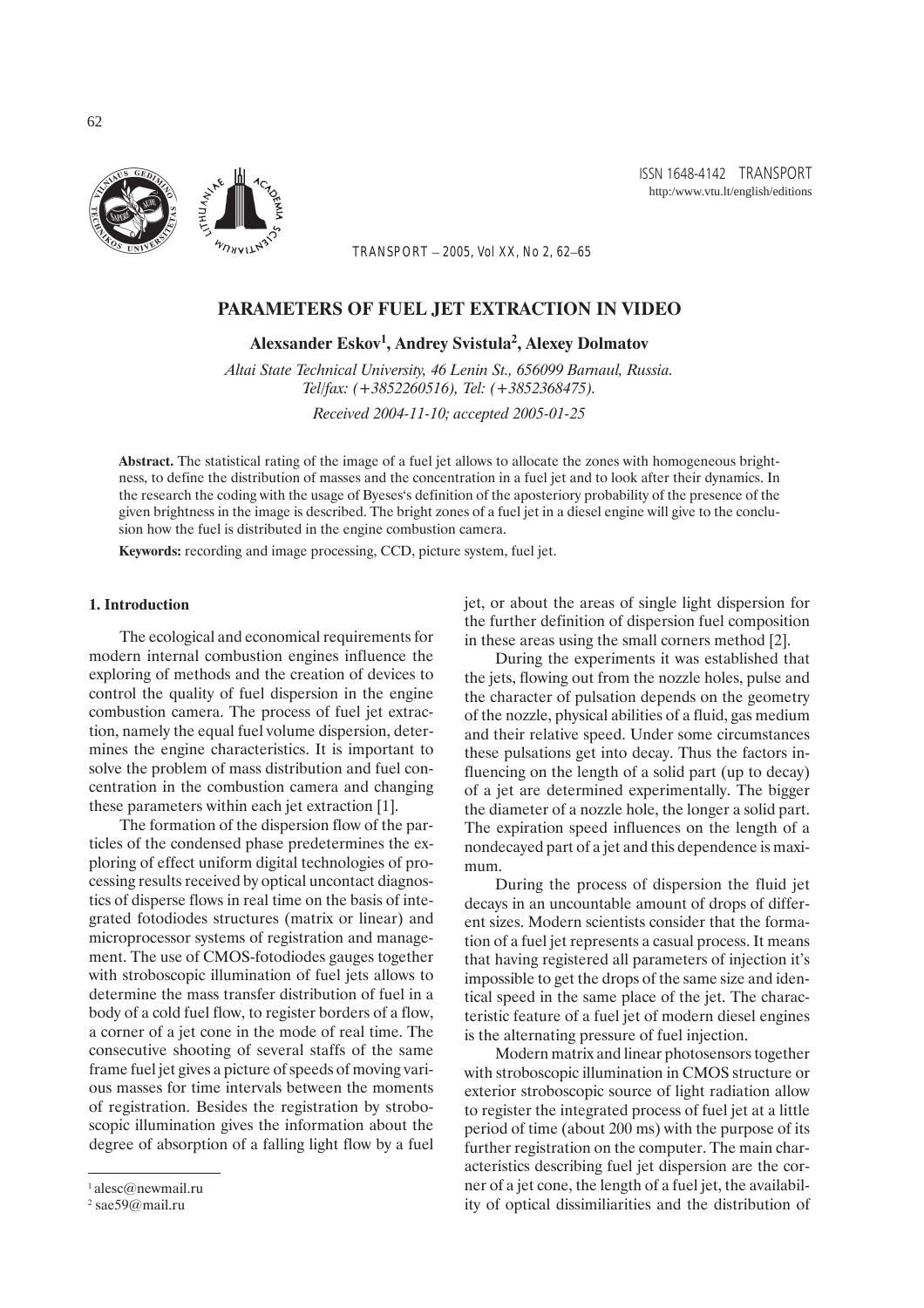# PARAMETERS OF FUEL JET EXTRACTION IN VIDEO

**Alexsander Eskov[1], Andrey Svistula[2], Alexey Dolmatov**

*Altai State Technical University, 46 Lenin St., 656099 Barnaul, Russia.*
*Tel/fax: (+3852260516), Tel: (+3852368475).*

*Received 2004-11-10; accepted 2005-01-25*

**Abstract.** The statistical rating of the image of a fuel jet allows to allocate the zones with homogeneous brightness, to define the distribution of masses and the concentration in a fuel jet and to look after their dynamics. In the research the coding with the usage of Byeses's definition of the aposteriory probability of the presence of the given brightness in the image is described. The bright zones of a fuel jet in a diesel engine will give to the conclusion how the fuel is distributed in the engine combustion camera.

**Keywords:** recording and image processing, CCD, picture system, fuel jet.

## 1. Introduction

The ecological and economical requirements for modern internal combustion engines influence the exploring of methods and the creation of devices to control the quality of fuel dispersion in the engine combustion camera. The process of fuel jet extraction, namely the equal fuel volume dispersion, determines the engine characteristics. It is important to solve the problem of mass distribution and fuel concentration in the combustion camera and changing these parameters within each jet extraction [1].

The formation of the dispersion flow of the particles of the condensed phase predetermines the exploring of effect uniform digital technologies of processing results received by optical uncontact diagnostics of disperse flows in real time on the basis of integrated fotodiodes structures (matrix or linear) and microprocessor systems of registration and management. The use of CMOS-fotodiodes gauges together with stroboscopic illumination of fuel jets allows to determine the mass transfer distribution of fuel in a body of a cold fuel flow, to register borders of a flow, a corner of a jet cone in the mode of real time. The consecutive shooting of several staffs of the same frame fuel jet gives a picture of speeds of moving various masses for time intervals between the moments of registration. Besides the registration by stroboscopic illumination gives the information about the degree of absorption of a falling light flow by a fuel jet, or about the areas of single light dispersion for the further definition of dispersion fuel composition in these areas using the small corners method [2].

During the experiments it was established that the jets, flowing out from the nozzle holes, pulse and the character of pulsation depends on the geometry of the nozzle, physical abilities of a fluid, gas medium and their relative speed. Under some circumstances these pulsations get into decay. Thus the factors influencing on the length of a solid part (up to decay) of a jet are determined experimentally. The bigger the diameter of a nozzle hole, the longer a solid part. The expiration speed influences on the length of a nondecayed part of a jet and this dependence is maximum.

During the process of dispersion the fluid jet decays in an uncountable amount of drops of different sizes. Modern scientists consider that the formation of a fuel jet represents a casual process. It means that having registered all parameters of injection it's impossible to get the drops of the same size and identical speed in the same place of the jet. The characteristic feature of a fuel jet of modern diesel engines is the alternating pressure of fuel injection.

Modern matrix and linear photosensors together with stroboscopic illumination in CMOS structure or exterior stroboscopic source of light radiation allow to register the integrated process of fuel jet at a little period of time (about 200 ms) with the purpose of its further registration on the computer. The main characteristics describing fuel jet dispersion are the corner of a jet cone, the length of a fuel jet, the availability of optical dissimiliarities and the distribution of

---

[1] alesc@newmail.ru

[2] sae59@mail.ru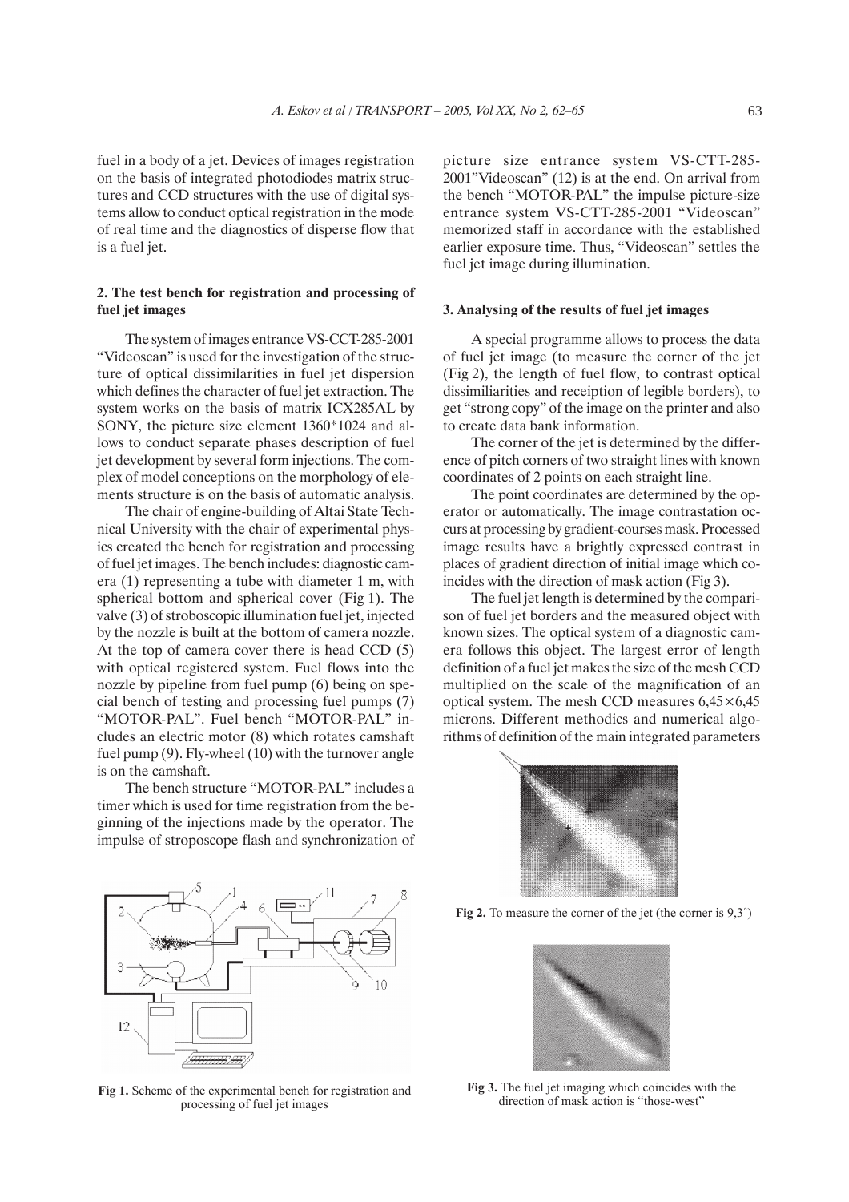fuel in a body of a jet. Devices of images registration on the basis of integrated photodiodes matrix structures and CCD structures with the use of digital systems allow to conduct optical registration in the mode of real time and the diagnostics of disperse flow that is a fuel jet.

## 2. The test bench for registration and processing of fuel jet images

The system of images entrance VS-CCT-285-2001 "Videoscan" is used for the investigation of the structure of optical dissimilarities in fuel jet dispersion which defines the character of fuel jet extraction. The system works on the basis of matrix ICX285AL by SONY, the picture size element 1360*1024 and allows to conduct separate phases description of fuel jet development by several form injections. The complex of model conceptions on the morphology of elements structure is on the basis of automatic analysis.

The chair of engine-building of Altai State Technical University with the chair of experimental physics created the bench for registration and processing of fuel jet images. The bench includes: diagnostic camera (1) representing a tube with diameter 1 m, with spherical bottom and spherical cover (Fig 1). The valve (3) of stroboscopic illumination fuel jet, injected by the nozzle is built at the bottom of camera nozzle. At the top of camera cover there is head CCD (5) with optical registered system. Fuel flows into the nozzle by pipeline from fuel pump (6) being on special bench of testing and processing fuel pumps (7) "MOTOR-PAL". Fuel bench "MOTOR-PAL" includes an electric motor (8) which rotates camshaft fuel pump (9). Fly-wheel (10) with the turnover angle is on the camshaft.

The bench structure "MOTOR-PAL" includes a timer which is used for time registration from the beginning of the injections made by the operator. The impulse of stroposcope flash and synchronization of picture size entrance system VS-CTT-285-2001"Videoscan" (12) is at the end. On arrival from the bench "MOTOR-PAL" the impulse picture-size entrance system VS-CTT-285-2001 "Videoscan" memorized staff in accordance with the established earlier exposure time. Thus, "Videoscan" settles the fuel jet image during illumination.

**Fig 1.** Scheme of the experimental bench for registration and processing of fuel jet images

## 3. Analysing of the results of fuel jet images

A special programme allows to process the data of fuel jet image (to measure the corner of the jet (Fig 2), the length of fuel flow, to contrast optical dissimiliarities and receiption of legible borders), to get "strong copy" of the image on the printer and also to create data bank information.

The corner of the jet is determined by the difference of pitch corners of two straight lines with known coordinates of 2 points on each straight line.

The point coordinates are determined by the operator or automatically. The image contrastation occurs at processing by gradient-courses mask. Processed image results have a brightly expressed contrast in places of gradient direction of initial image which coincides with the direction of mask action (Fig 3).

The fuel jet length is determined by the comparison of fuel jet borders and the measured object with known sizes. The optical system of a diagnostic camera follows this object. The largest error of length definition of a fuel jet makes the size of the mesh CCD multiplied on the scale of the magnification of an optical system. The mesh CCD measures $6{,}45 \times 6{,}45$ microns. Different methodics and numerical algorithms of definition of the main integrated parameters

**Fig 2.** To measure the corner of the jet (the corner is 9,3˚)

**Fig 3.** The fuel jet imaging which coincides with the direction of mask action is "those-west"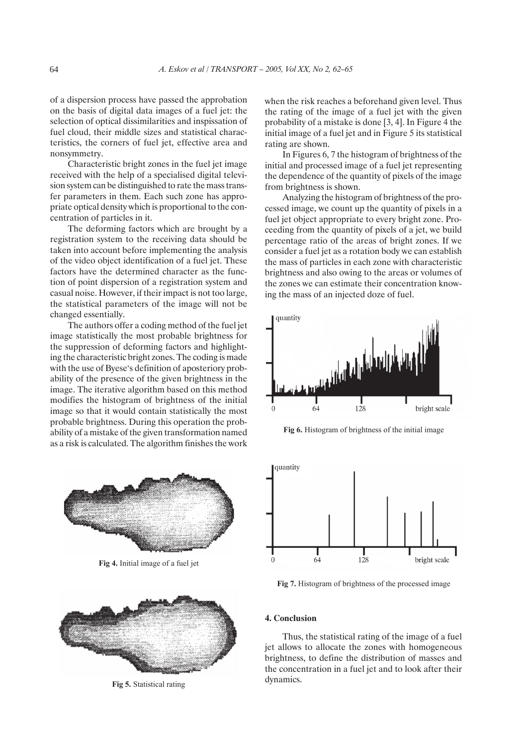of a dispersion process have passed the approbation on the basis of digital data images of a fuel jet: the selection of optical dissimilarities and inspissation of fuel cloud, their middle sizes and statistical characteristics, the corners of fuel jet, effective area and nonsymmetry.

Characteristic bright zones in the fuel jet image received with the help of a specialised digital television system can be distinguished to rate the mass transfer parameters in them. Each such zone has appropriate optical density which is proportional to the concentration of particles in it.

The deforming factors which are brought by a registration system to the receiving data should be taken into account before implementing the analysis of the video object identification of a fuel jet. These factors have the determined character as the function of point dispersion of a registration system and casual noise. However, if their impact is not too large, the statistical parameters of the image will not be changed essentially.

The authors offer a coding method of the fuel jet image statistically the most probable brightness for the suppression of deforming factors and highlighting the characteristic bright zones. The coding is made with the use of Byese's definition of aposteriory probability of the presence of the given brightness in the image. The iterative algorithm based on this method modifies the histogram of brightness of the initial image so that it would contain statistically the most probable brightness. During this operation the probability of a mistake of the given transformation named as a risk is calculated. The algorithm finishes the work when the risk reaches a beforehand given level. Thus the rating of the image of a fuel jet with the given probability of a mistake is done [3, 4]. In Figure 4 the initial image of a fuel jet and in Figure 5 its statistical rating are shown.

**Fig 4.** Initial image of a fuel jet

**Fig 5.** Statistical rating

In Figures 6, 7 the histogram of brightness of the initial and processed image of a fuel jet representing the dependence of the quantity of pixels of the image from brightness is shown.

Analyzing the histogram of brightness of the processed image, we count up the quantity of pixels in a fuel jet object appropriate to every bright zone. Proceeding from the quantity of pixels of a jet, we build percentage ratio of the areas of bright zones. If we consider a fuel jet as a rotation body we can establish the mass of particles in each zone with characteristic brightness and also owing to the areas or volumes of the zones we can estimate their concentration knowing the mass of an injected doze of fuel.

**Fig 6.** Histogram of brightness of the initial image

**Fig 7.** Histogram of brightness of the processed image

## 4. Conclusion

Thus, the statistical rating of the image of a fuel jet allows to allocate the zones with homogeneous brightness, to define the distribution of masses and the concentration in a fuel jet and to look after their dynamics.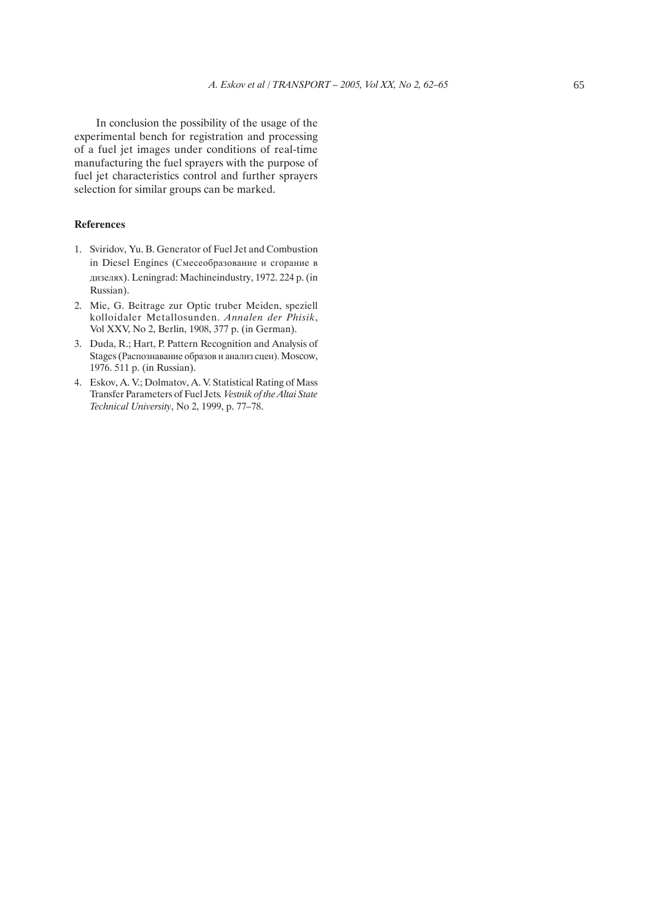In conclusion the possibility of the usage of the experimental bench for registration and processing of a fuel jet images under conditions of real-time manufacturing the fuel sprayers with the purpose of fuel jet characteristics control and further sprayers selection for similar groups can be marked.

## References

1. Sviridov, Yu. B. Generator of Fuel Jet and Combustion in Diesel Engines (Смесеобразование и сгорание в дизелях). Leningrad: Machineindustry, 1972. 224 p. (in Russian).
2. Mie, G. Beitrage zur Optic truber Meiden, speziell kolloidaler Metallosunden. *Annalen der Phisik*, Vol XXV, No 2, Berlin, 1908, 377 p. (in German).
3. Duda, R.; Hart, P. Pattern Recognition and Analysis of Stages (Распознавание образов и анализ сцен). Moscow, 1976. 511 p. (in Russian).
4. Eskov, A. V.; Dolmatov, A. V. Statistical Rating of Mass Transfer Parameters of Fuel Jets. *Vestnik of the Altai State Technical University*, No 2, 1999, p. 77–78.